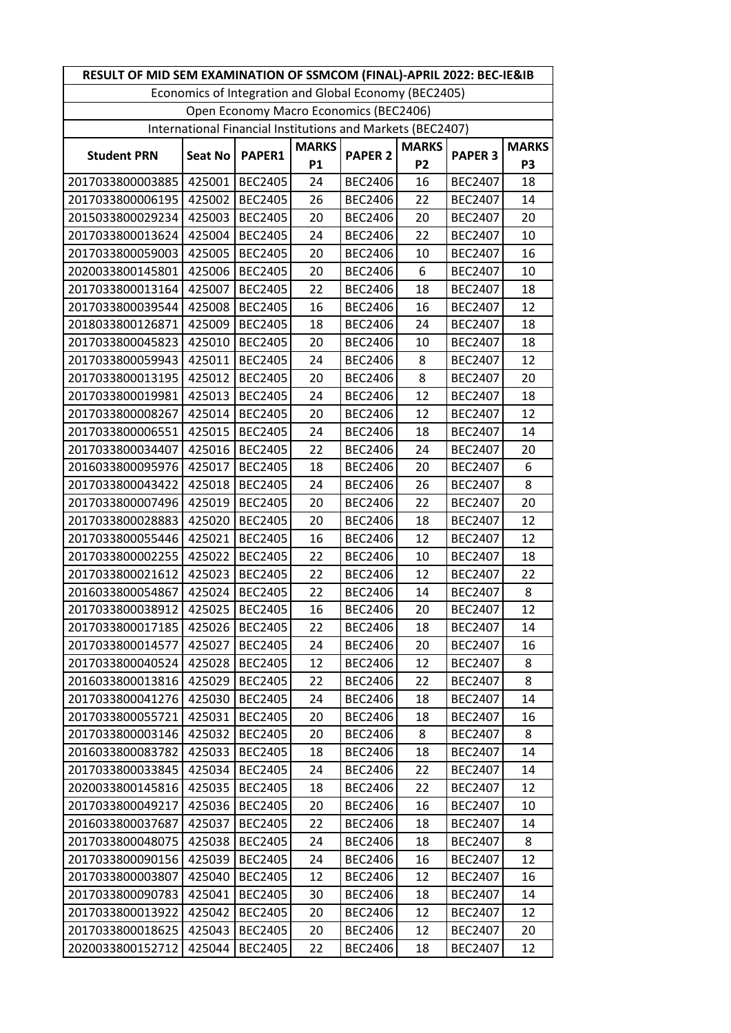| RESULT OF MID SEM EXAMINATION OF SSMCOM (FINAL)-APRIL 2022: BEC-IE&IB | | | | | | | |
|---|---|---|---|---|---|---|---|
| Economics of Integration and Global Economy (BEC2405) | | | | | | | |
| Open Economy Macro Economics (BEC2406) | | | | | | | |
| International Financial Institutions and Markets (BEC2407) | | | | | | | |
| **Student PRN** | **Seat No** | **PAPER1** | **MARKS P1** | **PAPER 2** | **MARKS P2** | **PAPER 3** | **MARKS P3** |
| 2017033800003885 | 425001 | BEC2405 | 24 | BEC2406 | 16 | BEC2407 | 18 |
| 2017033800006195 | 425002 | BEC2405 | 26 | BEC2406 | 22 | BEC2407 | 14 |
| 2015033800029234 | 425003 | BEC2405 | 20 | BEC2406 | 20 | BEC2407 | 20 |
| 2017033800013624 | 425004 | BEC2405 | 24 | BEC2406 | 22 | BEC2407 | 10 |
| 2017033800059003 | 425005 | BEC2405 | 20 | BEC2406 | 10 | BEC2407 | 16 |
| 2020033800145801 | 425006 | BEC2405 | 20 | BEC2406 | 6 | BEC2407 | 10 |
| 2017033800013164 | 425007 | BEC2405 | 22 | BEC2406 | 18 | BEC2407 | 18 |
| 2017033800039544 | 425008 | BEC2405 | 16 | BEC2406 | 16 | BEC2407 | 12 |
| 2018033800126871 | 425009 | BEC2405 | 18 | BEC2406 | 24 | BEC2407 | 18 |
| 2017033800045823 | 425010 | BEC2405 | 20 | BEC2406 | 10 | BEC2407 | 18 |
| 2017033800059943 | 425011 | BEC2405 | 24 | BEC2406 | 8 | BEC2407 | 12 |
| 2017033800013195 | 425012 | BEC2405 | 20 | BEC2406 | 8 | BEC2407 | 20 |
| 2017033800019981 | 425013 | BEC2405 | 24 | BEC2406 | 12 | BEC2407 | 18 |
| 2017033800008267 | 425014 | BEC2405 | 20 | BEC2406 | 12 | BEC2407 | 12 |
| 2017033800006551 | 425015 | BEC2405 | 24 | BEC2406 | 18 | BEC2407 | 14 |
| 2017033800034407 | 425016 | BEC2405 | 22 | BEC2406 | 24 | BEC2407 | 20 |
| 2016033800095976 | 425017 | BEC2405 | 18 | BEC2406 | 20 | BEC2407 | 6 |
| 2017033800043422 | 425018 | BEC2405 | 24 | BEC2406 | 26 | BEC2407 | 8 |
| 2017033800007496 | 425019 | BEC2405 | 20 | BEC2406 | 22 | BEC2407 | 20 |
| 2017033800028883 | 425020 | BEC2405 | 20 | BEC2406 | 18 | BEC2407 | 12 |
| 2017033800055446 | 425021 | BEC2405 | 16 | BEC2406 | 12 | BEC2407 | 12 |
| 2017033800002255 | 425022 | BEC2405 | 22 | BEC2406 | 10 | BEC2407 | 18 |
| 2017033800021612 | 425023 | BEC2405 | 22 | BEC2406 | 12 | BEC2407 | 22 |
| 2016033800054867 | 425024 | BEC2405 | 22 | BEC2406 | 14 | BEC2407 | 8 |
| 2017033800038912 | 425025 | BEC2405 | 16 | BEC2406 | 20 | BEC2407 | 12 |
| 2017033800017185 | 425026 | BEC2405 | 22 | BEC2406 | 18 | BEC2407 | 14 |
| 2017033800014577 | 425027 | BEC2405 | 24 | BEC2406 | 20 | BEC2407 | 16 |
| 2017033800040524 | 425028 | BEC2405 | 12 | BEC2406 | 12 | BEC2407 | 8 |
| 2016033800013816 | 425029 | BEC2405 | 22 | BEC2406 | 22 | BEC2407 | 8 |
| 2017033800041276 | 425030 | BEC2405 | 24 | BEC2406 | 18 | BEC2407 | 14 |
| 2017033800055721 | 425031 | BEC2405 | 20 | BEC2406 | 18 | BEC2407 | 16 |
| 2017033800003146 | 425032 | BEC2405 | 20 | BEC2406 | 8 | BEC2407 | 8 |
| 2016033800083782 | 425033 | BEC2405 | 18 | BEC2406 | 18 | BEC2407 | 14 |
| 2017033800033845 | 425034 | BEC2405 | 24 | BEC2406 | 22 | BEC2407 | 14 |
| 2020033800145816 | 425035 | BEC2405 | 18 | BEC2406 | 22 | BEC2407 | 12 |
| 2017033800049217 | 425036 | BEC2405 | 20 | BEC2406 | 16 | BEC2407 | 10 |
| 2016033800037687 | 425037 | BEC2405 | 22 | BEC2406 | 18 | BEC2407 | 14 |
| 2017033800048075 | 425038 | BEC2405 | 24 | BEC2406 | 18 | BEC2407 | 8 |
| 2017033800090156 | 425039 | BEC2405 | 24 | BEC2406 | 16 | BEC2407 | 12 |
| 2017033800003807 | 425040 | BEC2405 | 12 | BEC2406 | 12 | BEC2407 | 16 |
| 2017033800090783 | 425041 | BEC2405 | 30 | BEC2406 | 18 | BEC2407 | 14 |
| 2017033800013922 | 425042 | BEC2405 | 20 | BEC2406 | 12 | BEC2407 | 12 |
| 2017033800018625 | 425043 | BEC2405 | 20 | BEC2406 | 12 | BEC2407 | 20 |
| 2020033800152712 | 425044 | BEC2405 | 22 | BEC2406 | 18 | BEC2407 | 12 |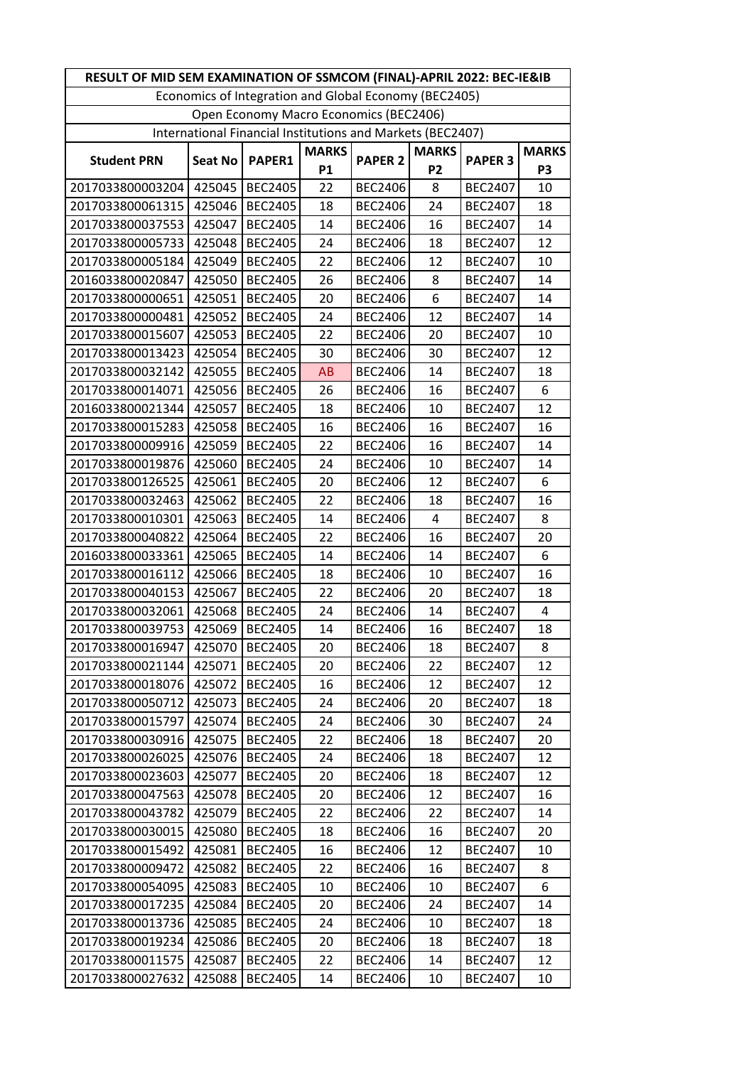| RESULT OF MID SEM EXAMINATION OF SSMCOM (FINAL)-APRIL 2022: BEC-IE&IB | | | | | | | |
|---|---|---|---|---|---|---|---|
| Economics of Integration and Global Economy (BEC2405) | | | | | | | |
| Open Economy Macro Economics (BEC2406) | | | | | | | |
| International Financial Institutions and Markets (BEC2407) | | | | | | | |
| **Student PRN** | **Seat No** | **PAPER1** | **MARKS P1** | **PAPER 2** | **MARKS P2** | **PAPER 3** | **MARKS P3** |
| 2017033800003204 | 425045 | BEC2405 | 22 | BEC2406 | 8 | BEC2407 | 10 |
| 2017033800061315 | 425046 | BEC2405 | 18 | BEC2406 | 24 | BEC2407 | 18 |
| 2017033800037553 | 425047 | BEC2405 | 14 | BEC2406 | 16 | BEC2407 | 14 |
| 2017033800005733 | 425048 | BEC2405 | 24 | BEC2406 | 18 | BEC2407 | 12 |
| 2017033800005184 | 425049 | BEC2405 | 22 | BEC2406 | 12 | BEC2407 | 10 |
| 2016033800020847 | 425050 | BEC2405 | 26 | BEC2406 | 8 | BEC2407 | 14 |
| 2017033800000651 | 425051 | BEC2405 | 20 | BEC2406 | 6 | BEC2407 | 14 |
| 2017033800000481 | 425052 | BEC2405 | 24 | BEC2406 | 12 | BEC2407 | 14 |
| 2017033800015607 | 425053 | BEC2405 | 22 | BEC2406 | 20 | BEC2407 | 10 |
| 2017033800013423 | 425054 | BEC2405 | 30 | BEC2406 | 30 | BEC2407 | 12 |
| 2017033800032142 | 425055 | BEC2405 | AB | BEC2406 | 14 | BEC2407 | 18 |
| 2017033800014071 | 425056 | BEC2405 | 26 | BEC2406 | 16 | BEC2407 | 6 |
| 2016033800021344 | 425057 | BEC2405 | 18 | BEC2406 | 10 | BEC2407 | 12 |
| 2017033800015283 | 425058 | BEC2405 | 16 | BEC2406 | 16 | BEC2407 | 16 |
| 2017033800009916 | 425059 | BEC2405 | 22 | BEC2406 | 16 | BEC2407 | 14 |
| 2017033800019876 | 425060 | BEC2405 | 24 | BEC2406 | 10 | BEC2407 | 14 |
| 2017033800126525 | 425061 | BEC2405 | 20 | BEC2406 | 12 | BEC2407 | 6 |
| 2017033800032463 | 425062 | BEC2405 | 22 | BEC2406 | 18 | BEC2407 | 16 |
| 2017033800010301 | 425063 | BEC2405 | 14 | BEC2406 | 4 | BEC2407 | 8 |
| 2017033800040822 | 425064 | BEC2405 | 22 | BEC2406 | 16 | BEC2407 | 20 |
| 2016033800033361 | 425065 | BEC2405 | 14 | BEC2406 | 14 | BEC2407 | 6 |
| 2017033800016112 | 425066 | BEC2405 | 18 | BEC2406 | 10 | BEC2407 | 16 |
| 2017033800040153 | 425067 | BEC2405 | 22 | BEC2406 | 20 | BEC2407 | 18 |
| 2017033800032061 | 425068 | BEC2405 | 24 | BEC2406 | 14 | BEC2407 | 4 |
| 2017033800039753 | 425069 | BEC2405 | 14 | BEC2406 | 16 | BEC2407 | 18 |
| 2017033800016947 | 425070 | BEC2405 | 20 | BEC2406 | 18 | BEC2407 | 8 |
| 2017033800021144 | 425071 | BEC2405 | 20 | BEC2406 | 22 | BEC2407 | 12 |
| 2017033800018076 | 425072 | BEC2405 | 16 | BEC2406 | 12 | BEC2407 | 12 |
| 2017033800050712 | 425073 | BEC2405 | 24 | BEC2406 | 20 | BEC2407 | 18 |
| 2017033800015797 | 425074 | BEC2405 | 24 | BEC2406 | 30 | BEC2407 | 24 |
| 2017033800030916 | 425075 | BEC2405 | 22 | BEC2406 | 18 | BEC2407 | 20 |
| 2017033800026025 | 425076 | BEC2405 | 24 | BEC2406 | 18 | BEC2407 | 12 |
| 2017033800023603 | 425077 | BEC2405 | 20 | BEC2406 | 18 | BEC2407 | 12 |
| 2017033800047563 | 425078 | BEC2405 | 20 | BEC2406 | 12 | BEC2407 | 16 |
| 2017033800043782 | 425079 | BEC2405 | 22 | BEC2406 | 22 | BEC2407 | 14 |
| 2017033800030015 | 425080 | BEC2405 | 18 | BEC2406 | 16 | BEC2407 | 20 |
| 2017033800015492 | 425081 | BEC2405 | 16 | BEC2406 | 12 | BEC2407 | 10 |
| 2017033800009472 | 425082 | BEC2405 | 22 | BEC2406 | 16 | BEC2407 | 8 |
| 2017033800054095 | 425083 | BEC2405 | 10 | BEC2406 | 10 | BEC2407 | 6 |
| 2017033800017235 | 425084 | BEC2405 | 20 | BEC2406 | 24 | BEC2407 | 14 |
| 2017033800013736 | 425085 | BEC2405 | 24 | BEC2406 | 10 | BEC2407 | 18 |
| 2017033800019234 | 425086 | BEC2405 | 20 | BEC2406 | 18 | BEC2407 | 18 |
| 2017033800011575 | 425087 | BEC2405 | 22 | BEC2406 | 14 | BEC2407 | 12 |
| 2017033800027632 | 425088 | BEC2405 | 14 | BEC2406 | 10 | BEC2407 | 10 |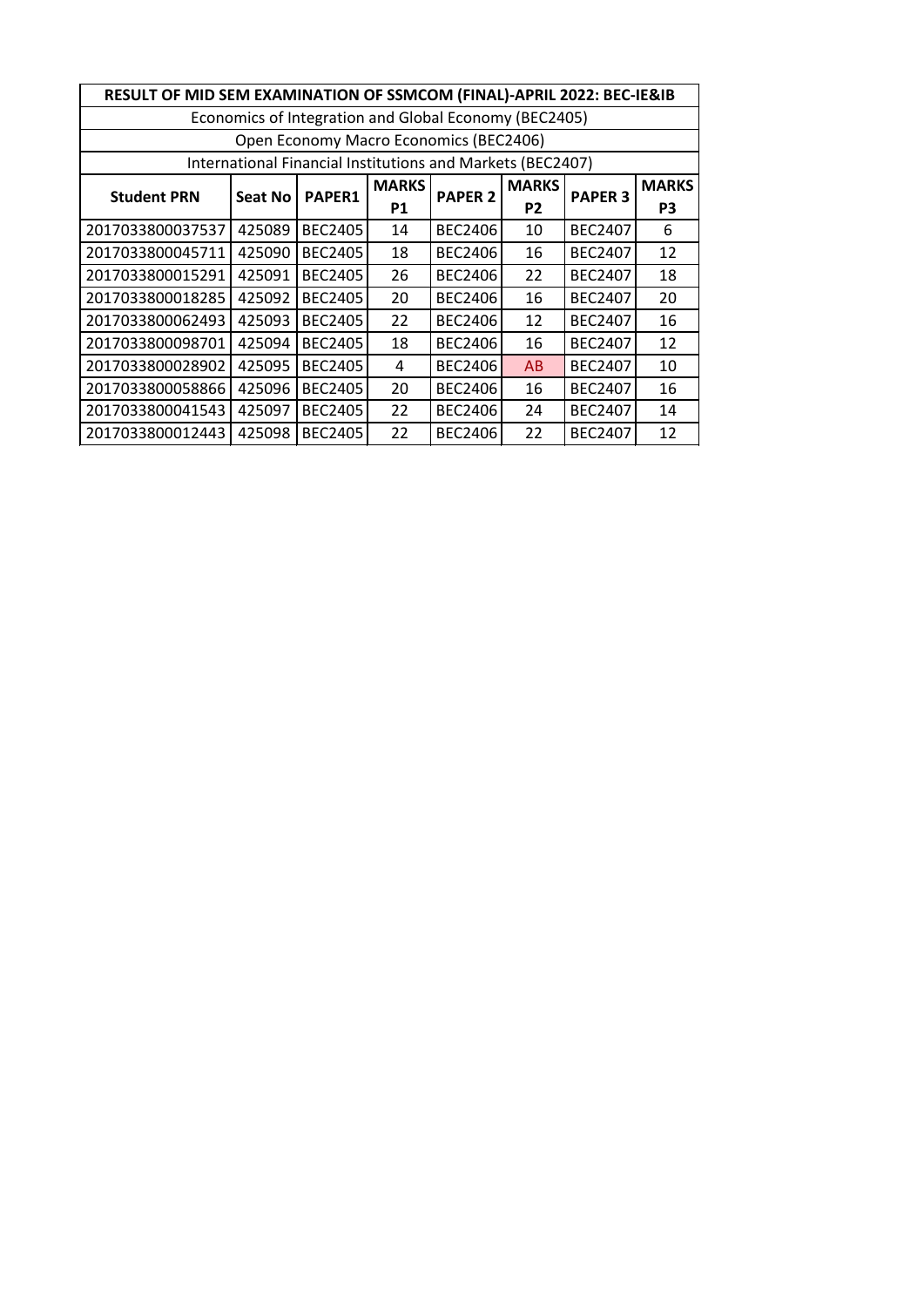| RESULT OF MID SEM EXAMINATION OF SSMCOM (FINAL)-APRIL 2022: BEC-IE&IB | | | | | | | |
|---|---|---|---|---|---|---|---|
| Economics of Integration and Global Economy (BEC2405) | | | | | | | |
| Open Economy Macro Economics (BEC2406) | | | | | | | |
| International Financial Institutions and Markets (BEC2407) | | | | | | | |
| **Student PRN** | **Seat No** | **PAPER1** | **MARKS P1** | **PAPER 2** | **MARKS P2** | **PAPER 3** | **MARKS P3** |
| 2017033800037537 | 425089 | BEC2405 | 14 | BEC2406 | 10 | BEC2407 | 6 |
| 2017033800045711 | 425090 | BEC2405 | 18 | BEC2406 | 16 | BEC2407 | 12 |
| 2017033800015291 | 425091 | BEC2405 | 26 | BEC2406 | 22 | BEC2407 | 18 |
| 2017033800018285 | 425092 | BEC2405 | 20 | BEC2406 | 16 | BEC2407 | 20 |
| 2017033800062493 | 425093 | BEC2405 | 22 | BEC2406 | 12 | BEC2407 | 16 |
| 2017033800098701 | 425094 | BEC2405 | 18 | BEC2406 | 16 | BEC2407 | 12 |
| 2017033800028902 | 425095 | BEC2405 | 4 | BEC2406 | AB | BEC2407 | 10 |
| 2017033800058866 | 425096 | BEC2405 | 20 | BEC2406 | 16 | BEC2407 | 16 |
| 2017033800041543 | 425097 | BEC2405 | 22 | BEC2406 | 24 | BEC2407 | 14 |
| 2017033800012443 | 425098 | BEC2405 | 22 | BEC2406 | 22 | BEC2407 | 12 |